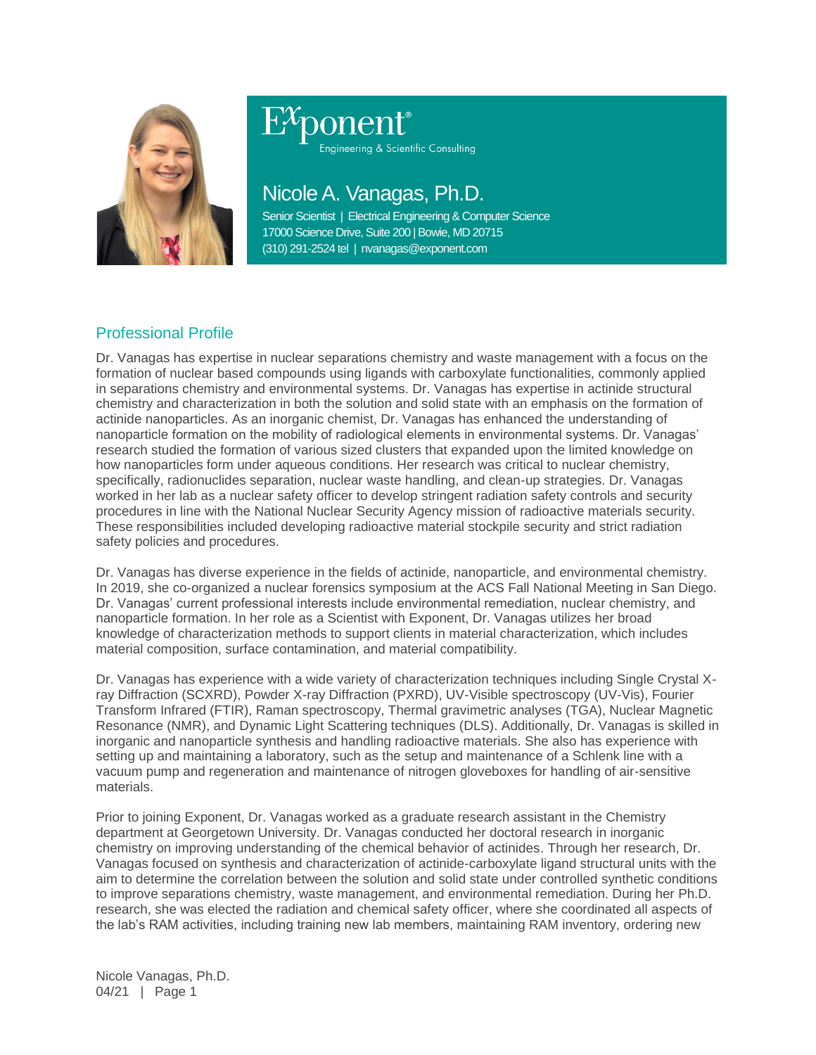Exponent®
Engineering & Scientific Consulting

# Nicole A. Vanagas, Ph.D.

Senior Scientist | Electrical Engineering & Computer Science
17000 Science Drive, Suite 200 | Bowie, MD 20715
(310) 291-2524 tel | nvanagas@exponent.com

## Professional Profile

Dr. Vanagas has expertise in nuclear separations chemistry and waste management with a focus on the formation of nuclear based compounds using ligands with carboxylate functionalities, commonly applied in separations chemistry and environmental systems. Dr. Vanagas has expertise in actinide structural chemistry and characterization in both the solution and solid state with an emphasis on the formation of actinide nanoparticles. As an inorganic chemist, Dr. Vanagas has enhanced the understanding of nanoparticle formation on the mobility of radiological elements in environmental systems. Dr. Vanagas' research studied the formation of various sized clusters that expanded upon the limited knowledge on how nanoparticles form under aqueous conditions. Her research was critical to nuclear chemistry, specifically, radionuclides separation, nuclear waste handling, and clean-up strategies. Dr. Vanagas worked in her lab as a nuclear safety officer to develop stringent radiation safety controls and security procedures in line with the National Nuclear Security Agency mission of radioactive materials security. These responsibilities included developing radioactive material stockpile security and strict radiation safety policies and procedures.

Dr. Vanagas has diverse experience in the fields of actinide, nanoparticle, and environmental chemistry. In 2019, she co-organized a nuclear forensics symposium at the ACS Fall National Meeting in San Diego. Dr. Vanagas' current professional interests include environmental remediation, nuclear chemistry, and nanoparticle formation. In her role as a Scientist with Exponent, Dr. Vanagas utilizes her broad knowledge of characterization methods to support clients in material characterization, which includes material composition, surface contamination, and material compatibility.

Dr. Vanagas has experience with a wide variety of characterization techniques including Single Crystal X-ray Diffraction (SCXRD), Powder X-ray Diffraction (PXRD), UV-Visible spectroscopy (UV-Vis), Fourier Transform Infrared (FTIR), Raman spectroscopy, Thermal gravimetric analyses (TGA), Nuclear Magnetic Resonance (NMR), and Dynamic Light Scattering techniques (DLS). Additionally, Dr. Vanagas is skilled in inorganic and nanoparticle synthesis and handling radioactive materials. She also has experience with setting up and maintaining a laboratory, such as the setup and maintenance of a Schlenk line with a vacuum pump and regeneration and maintenance of nitrogen gloveboxes for handling of air-sensitive materials.

Prior to joining Exponent, Dr. Vanagas worked as a graduate research assistant in the Chemistry department at Georgetown University. Dr. Vanagas conducted her doctoral research in inorganic chemistry on improving understanding of the chemical behavior of actinides. Through her research, Dr. Vanagas focused on synthesis and characterization of actinide-carboxylate ligand structural units with the aim to determine the correlation between the solution and solid state under controlled synthetic conditions to improve separations chemistry, waste management, and environmental remediation. During her Ph.D. research, she was elected the radiation and chemical safety officer, where she coordinated all aspects of the lab's RAM activities, including training new lab members, maintaining RAM inventory, ordering new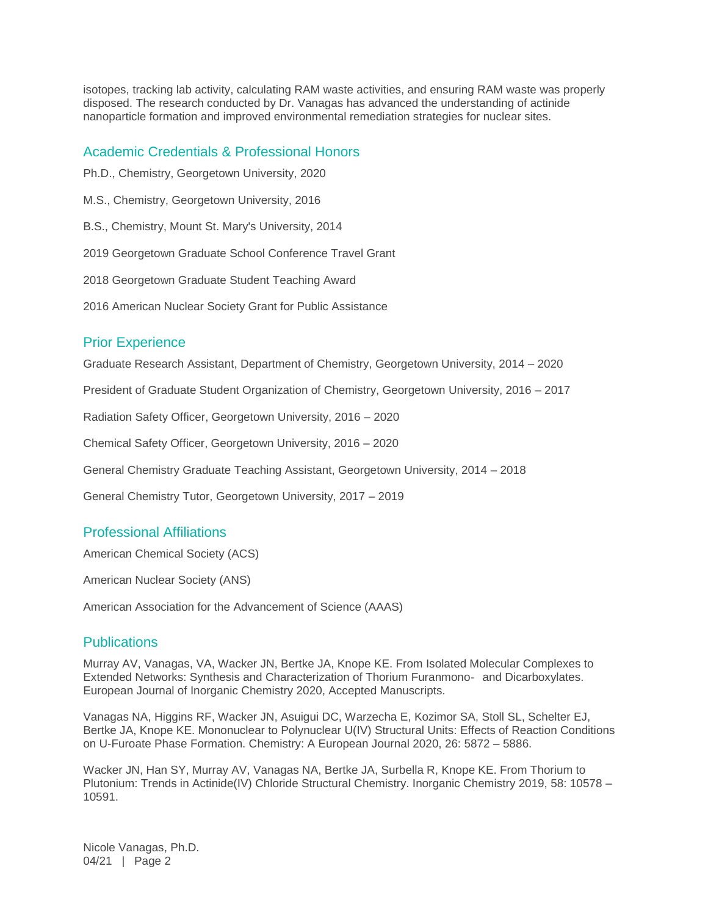isotopes, tracking lab activity, calculating RAM waste activities, and ensuring RAM waste was properly disposed. The research conducted by Dr. Vanagas has advanced the understanding of actinide nanoparticle formation and improved environmental remediation strategies for nuclear sites.

## Academic Credentials & Professional Honors

Ph.D., Chemistry, Georgetown University, 2020

M.S., Chemistry, Georgetown University, 2016

B.S., Chemistry, Mount St. Mary's University, 2014

2019 Georgetown Graduate School Conference Travel Grant

2018 Georgetown Graduate Student Teaching Award

2016 American Nuclear Society Grant for Public Assistance

## Prior Experience

Graduate Research Assistant, Department of Chemistry, Georgetown University, 2014 – 2020

President of Graduate Student Organization of Chemistry, Georgetown University, 2016 – 2017

Radiation Safety Officer, Georgetown University, 2016 – 2020

Chemical Safety Officer, Georgetown University, 2016 – 2020

General Chemistry Graduate Teaching Assistant, Georgetown University, 2014 – 2018

General Chemistry Tutor, Georgetown University, 2017 – 2019

## Professional Affiliations

American Chemical Society (ACS)

American Nuclear Society (ANS)

American Association for the Advancement of Science (AAAS)

## Publications

Murray AV, Vanagas, VA, Wacker JN, Bertke JA, Knope KE. From Isolated Molecular Complexes to Extended Networks: Synthesis and Characterization of Thorium Furanmono- and Dicarboxylates. European Journal of Inorganic Chemistry 2020, Accepted Manuscripts.

Vanagas NA, Higgins RF, Wacker JN, Asuigui DC, Warzecha E, Kozimor SA, Stoll SL, Schelter EJ, Bertke JA, Knope KE. Mononuclear to Polynuclear U(IV) Structural Units: Effects of Reaction Conditions on U-Furoate Phase Formation. Chemistry: A European Journal 2020, 26: 5872 – 5886.

Wacker JN, Han SY, Murray AV, Vanagas NA, Bertke JA, Surbella R, Knope KE. From Thorium to Plutonium: Trends in Actinide(IV) Chloride Structural Chemistry. Inorganic Chemistry 2019, 58: 10578 – 10591.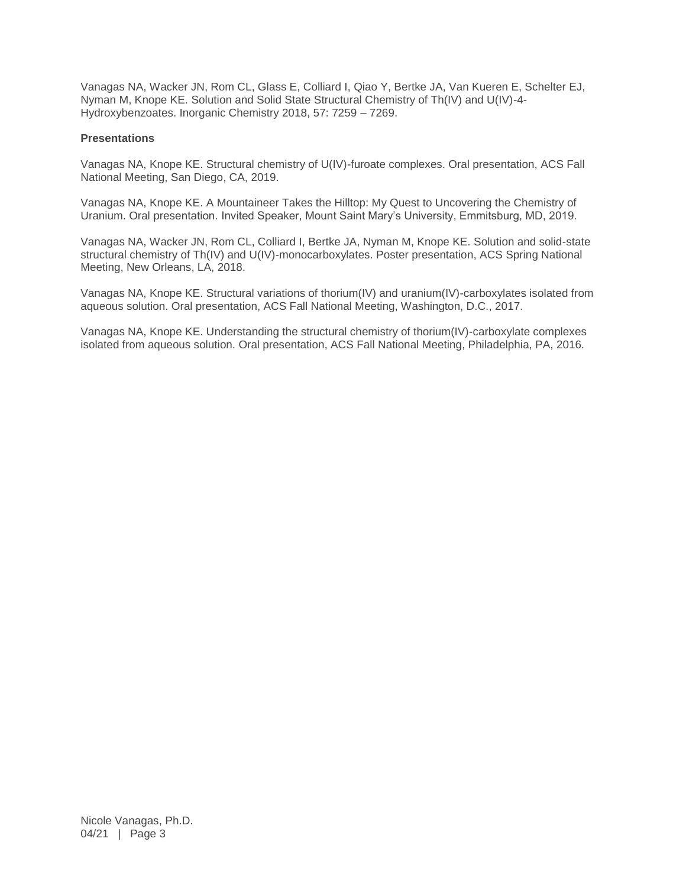Vanagas NA, Wacker JN, Rom CL, Glass E, Colliard I, Qiao Y, Bertke JA, Van Kueren E, Schelter EJ, Nyman M, Knope KE. Solution and Solid State Structural Chemistry of Th(IV) and U(IV)-4-Hydroxybenzoates. Inorganic Chemistry 2018, 57: 7259 – 7269.

**Presentations**

Vanagas NA, Knope KE. Structural chemistry of U(IV)-furoate complexes. Oral presentation, ACS Fall National Meeting, San Diego, CA, 2019.

Vanagas NA, Knope KE. A Mountaineer Takes the Hilltop: My Quest to Uncovering the Chemistry of Uranium. Oral presentation. Invited Speaker, Mount Saint Mary's University, Emmitsburg, MD, 2019.

Vanagas NA, Wacker JN, Rom CL, Colliard I, Bertke JA, Nyman M, Knope KE. Solution and solid-state structural chemistry of Th(IV) and U(IV)-monocarboxylates. Poster presentation, ACS Spring National Meeting, New Orleans, LA, 2018.

Vanagas NA, Knope KE. Structural variations of thorium(IV) and uranium(IV)-carboxylates isolated from aqueous solution. Oral presentation, ACS Fall National Meeting, Washington, D.C., 2017.

Vanagas NA, Knope KE. Understanding the structural chemistry of thorium(IV)-carboxylate complexes isolated from aqueous solution. Oral presentation, ACS Fall National Meeting, Philadelphia, PA, 2016.